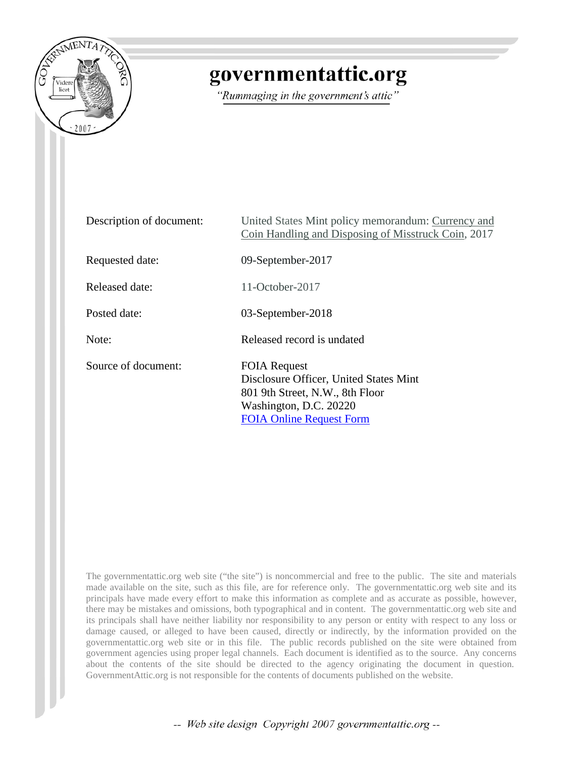# governmentattic.org

*"Rummaging in the government's attic"*

| | |
|---|---|
| Description of document: | United States Mint policy memorandum: Currency and Coin Handling and Disposing of Misstruck Coin, 2017 |
| Requested date: | 09-September-2017 |
| Released date: | 11-October-2017 |
| Posted date: | 03-September-2018 |
| Note: | Released record is undated |
| Source of document: | FOIA Request<br>Disclosure Officer, United States Mint<br>801 9th Street, N.W., 8th Floor<br>Washington, D.C. 20220<br>FOIA Online Request Form |

The governmentattic.org web site ("the site") is noncommercial and free to the public. The site and materials made available on the site, such as this file, are for reference only. The governmentattic.org web site and its principals have made every effort to make this information as complete and as accurate as possible, however, there may be mistakes and omissions, both typographical and in content. The governmentattic.org web site and its principals shall have neither liability nor responsibility to any person or entity with respect to any loss or damage caused, or alleged to have been caused, directly or indirectly, by the information provided on the governmentattic.org web site or in this file. The public records published on the site were obtained from government agencies using proper legal channels. Each document is identified as to the source. Any concerns about the contents of the site should be directed to the agency originating the document in question. GovernmentAttic.org is not responsible for the contents of documents published on the website.

-- Web site design Copyright 2007 governmentattic.org --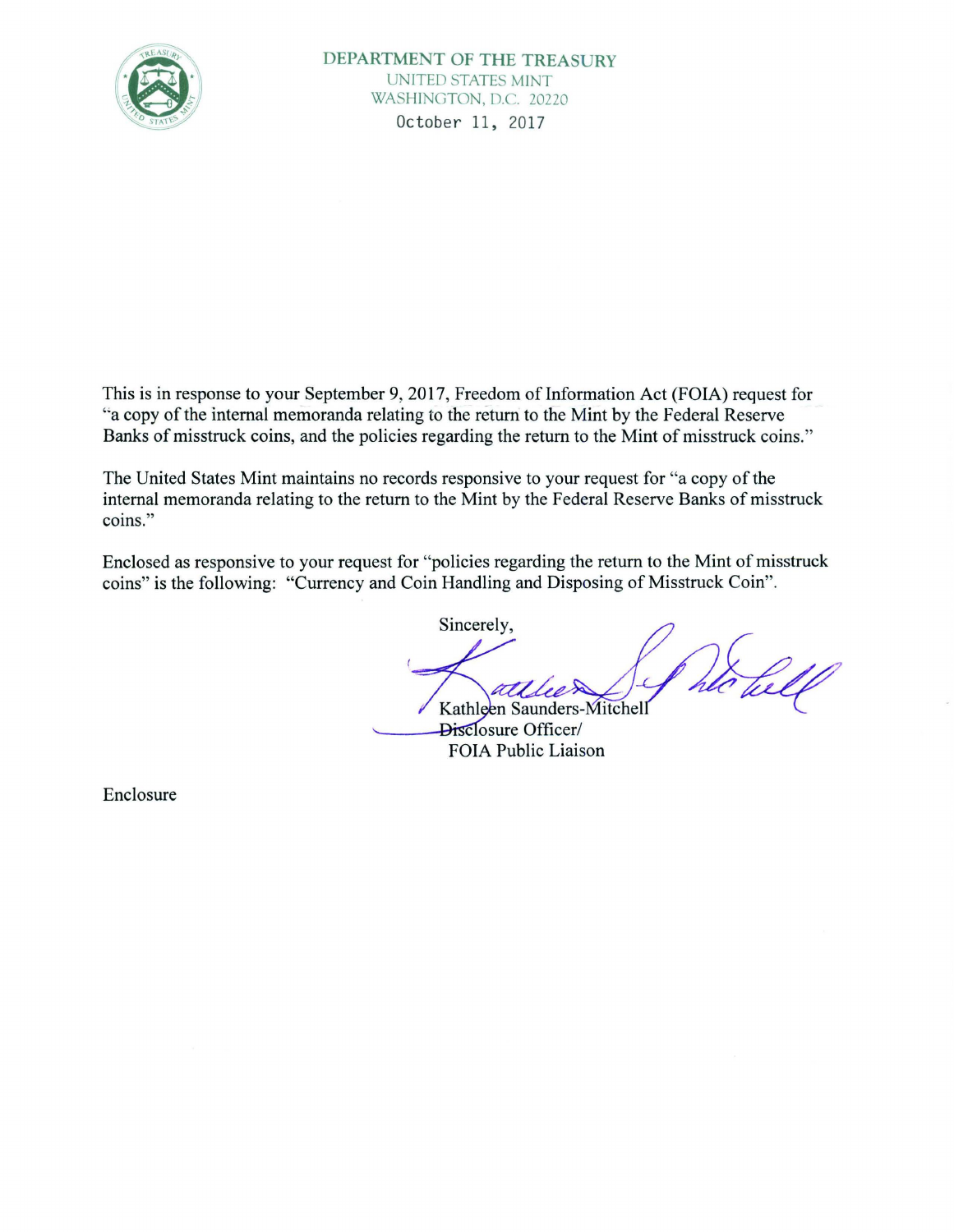DEPARTMENT OF THE TREASURY
UNITED STATES MINT
WASHINGTON, D.C. 20220

October 11, 2017

This is in response to your September 9, 2017, Freedom of Information Act (FOIA) request for "a copy of the internal memoranda relating to the return to the Mint by the Federal Reserve Banks of misstruck coins, and the policies regarding the return to the Mint of misstruck coins."

The United States Mint maintains no records responsive to your request for "a copy of the internal memoranda relating to the return to the Mint by the Federal Reserve Banks of misstruck coins."

Enclosed as responsive to your request for "policies regarding the return to the Mint of misstruck coins" is the following: "Currency and Coin Handling and Disposing of Misstruck Coin".

Sincerely,

Kathleen Saunders-Mitchell
Disclosure Officer/
FOIA Public Liaison

Enclosure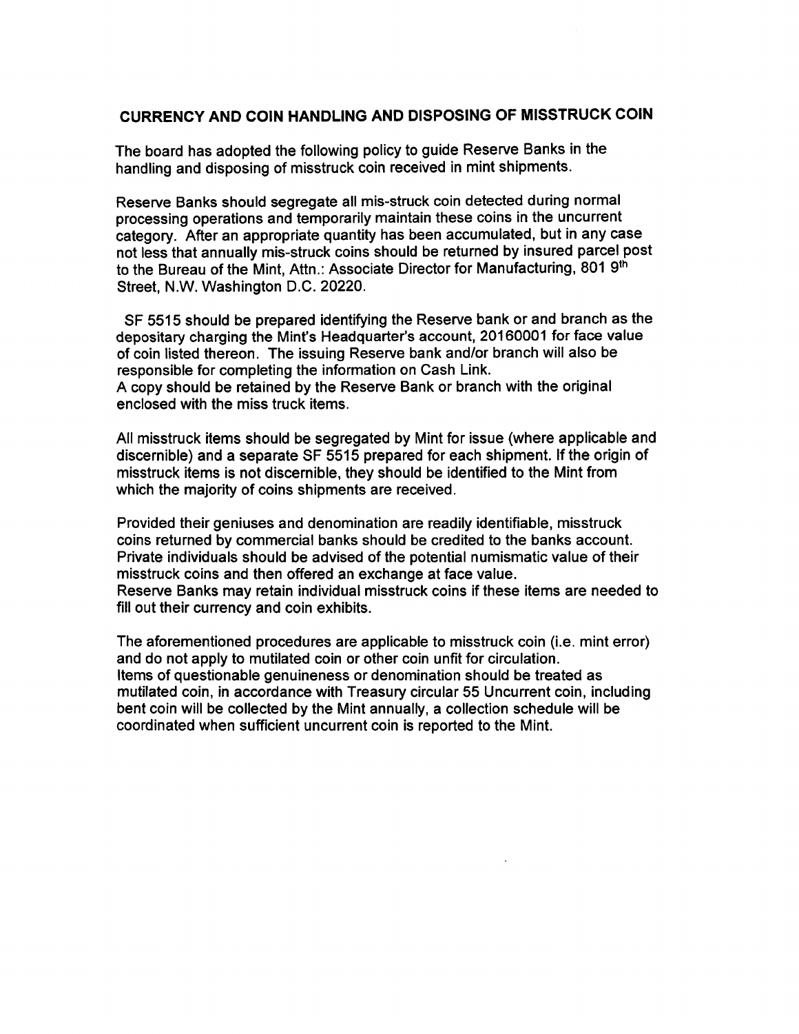## CURRENCY AND COIN HANDLING AND DISPOSING OF MISSTRUCK COIN

The board has adopted the following policy to guide Reserve Banks in the handling and disposing of misstruck coin received in mint shipments.

Reserve Banks should segregate all mis-struck coin detected during normal processing operations and temporarily maintain these coins in the uncurrent category. After an appropriate quantity has been accumulated, but in any case not less that annually mis-struck coins should be returned by insured parcel post to the Bureau of the Mint, Attn.: Associate Director for Manufacturing, 801 9th Street, N.W. Washington D.C. 20220.

SF 5515 should be prepared identifying the Reserve bank or and branch as the depositary charging the Mint's Headquarter's account, 20160001 for face value of coin listed thereon. The issuing Reserve bank and/or branch will also be responsible for completing the information on Cash Link.
A copy should be retained by the Reserve Bank or branch with the original enclosed with the miss truck items.

All misstruck items should be segregated by Mint for issue (where applicable and discernible) and a separate SF 5515 prepared for each shipment. If the origin of misstruck items is not discernible, they should be identified to the Mint from which the majority of coins shipments are received.

Provided their geniuses and denomination are readily identifiable, misstruck coins returned by commercial banks should be credited to the banks account. Private individuals should be advised of the potential numismatic value of their misstruck coins and then offered an exchange at face value.
Reserve Banks may retain individual misstruck coins if these items are needed to fill out their currency and coin exhibits.

The aforementioned procedures are applicable to misstruck coin (i.e. mint error) and do not apply to mutilated coin or other coin unfit for circulation.
Items of questionable genuineness or denomination should be treated as mutilated coin, in accordance with Treasury circular 55 Uncurrent coin, including bent coin will be collected by the Mint annually, a collection schedule will be coordinated when sufficient uncurrent coin is reported to the Mint.